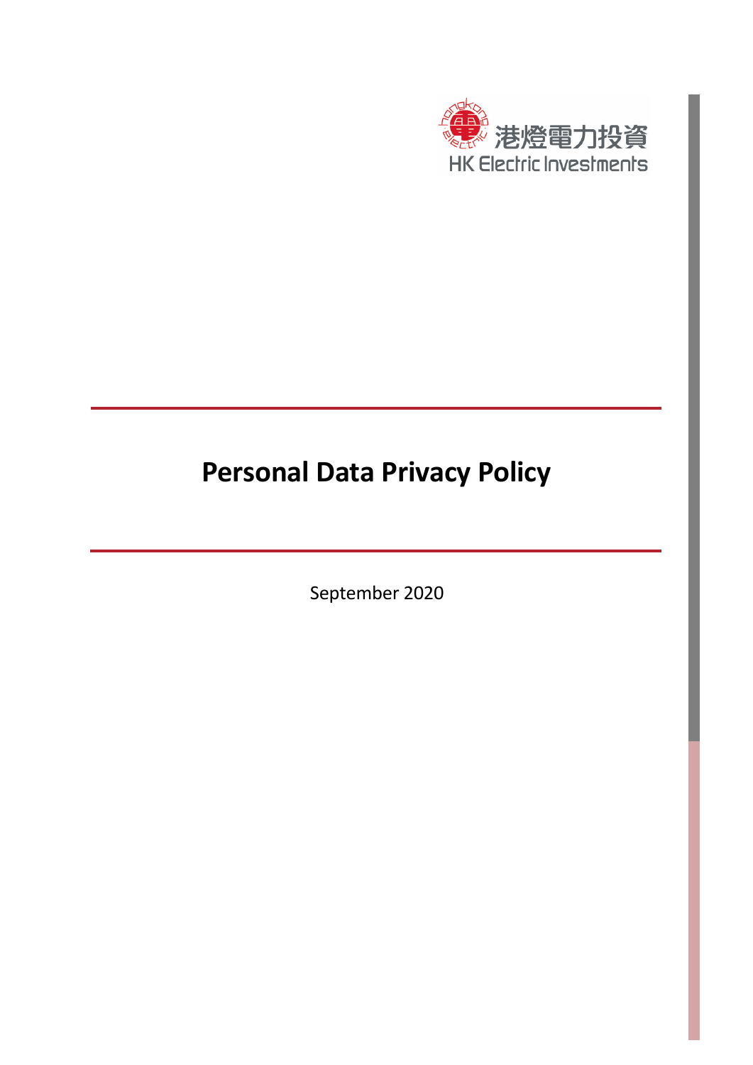港燈電力投資
HK Electric Investments

# Personal Data Privacy Policy

September 2020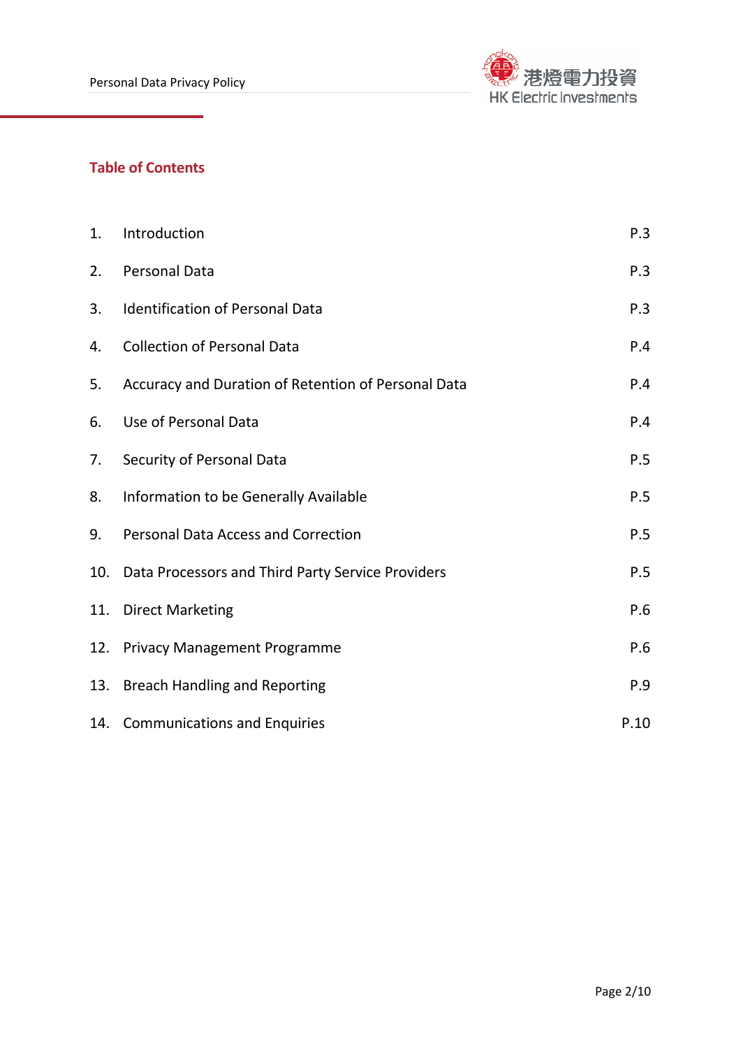## Table of Contents

| | | |
|---|---|---|
| 1. | Introduction | P.3 |
| 2. | Personal Data | P.3 |
| 3. | Identification of Personal Data | P.3 |
| 4. | Collection of Personal Data | P.4 |
| 5. | Accuracy and Duration of Retention of Personal Data | P.4 |
| 6. | Use of Personal Data | P.4 |
| 7. | Security of Personal Data | P.5 |
| 8. | Information to be Generally Available | P.5 |
| 9. | Personal Data Access and Correction | P.5 |
| 10. | Data Processors and Third Party Service Providers | P.5 |
| 11. | Direct Marketing | P.6 |
| 12. | Privacy Management Programme | P.6 |
| 13. | Breach Handling and Reporting | P.9 |
| 14. | Communications and Enquiries | P.10 |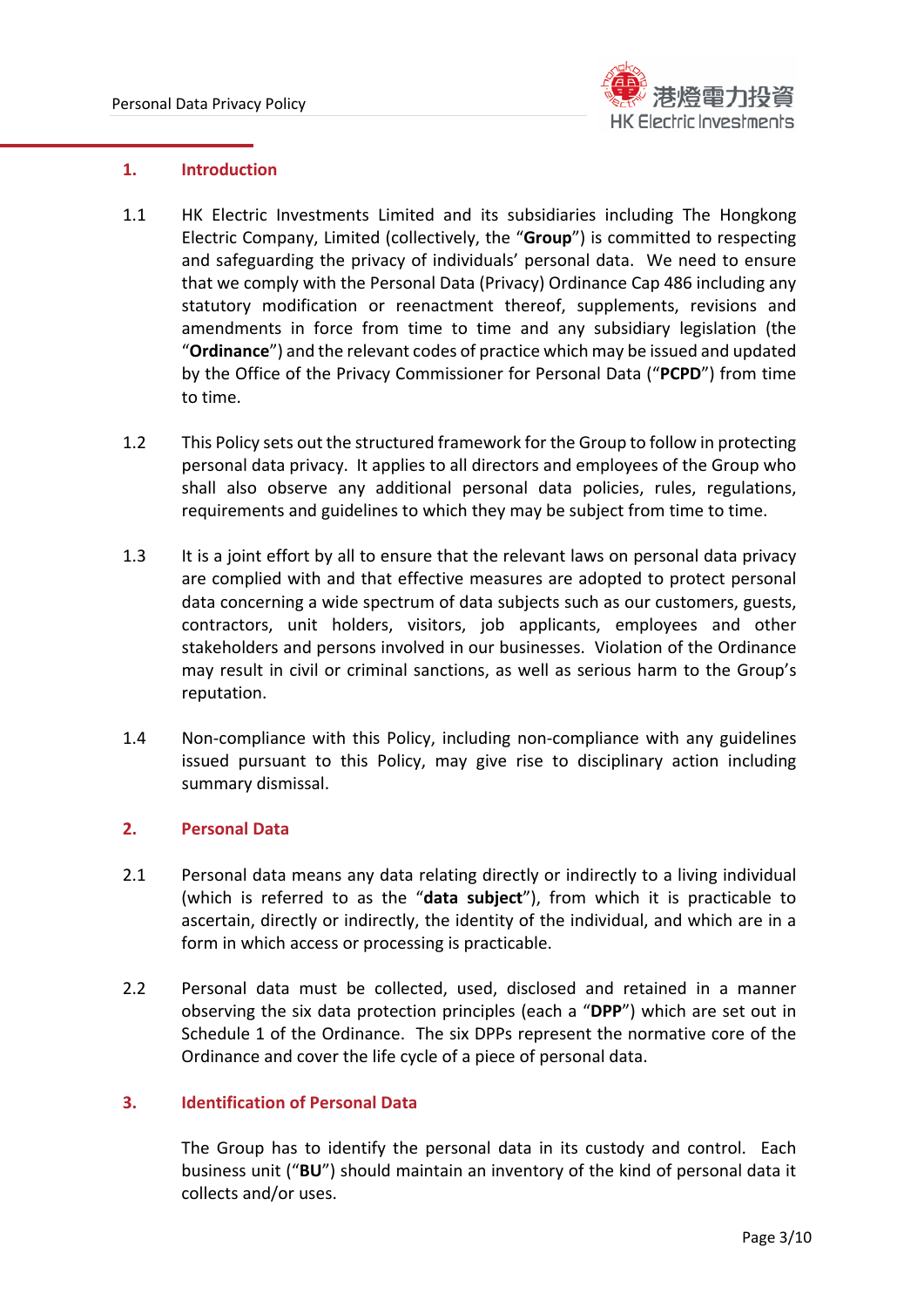## 1. Introduction

1.1 HK Electric Investments Limited and its subsidiaries including The Hongkong Electric Company, Limited (collectively, the "**Group**") is committed to respecting and safeguarding the privacy of individuals' personal data. We need to ensure that we comply with the Personal Data (Privacy) Ordinance Cap 486 including any statutory modification or reenactment thereof, supplements, revisions and amendments in force from time to time and any subsidiary legislation (the "**Ordinance**") and the relevant codes of practice which may be issued and updated by the Office of the Privacy Commissioner for Personal Data ("**PCPD**") from time to time.

1.2 This Policy sets out the structured framework for the Group to follow in protecting personal data privacy. It applies to all directors and employees of the Group who shall also observe any additional personal data policies, rules, regulations, requirements and guidelines to which they may be subject from time to time.

1.3 It is a joint effort by all to ensure that the relevant laws on personal data privacy are complied with and that effective measures are adopted to protect personal data concerning a wide spectrum of data subjects such as our customers, guests, contractors, unit holders, visitors, job applicants, employees and other stakeholders and persons involved in our businesses. Violation of the Ordinance may result in civil or criminal sanctions, as well as serious harm to the Group's reputation.

1.4 Non-compliance with this Policy, including non-compliance with any guidelines issued pursuant to this Policy, may give rise to disciplinary action including summary dismissal.

## 2. Personal Data

2.1 Personal data means any data relating directly or indirectly to a living individual (which is referred to as the "**data subject**"), from which it is practicable to ascertain, directly or indirectly, the identity of the individual, and which are in a form in which access or processing is practicable.

2.2 Personal data must be collected, used, disclosed and retained in a manner observing the six data protection principles (each a "**DPP**") which are set out in Schedule 1 of the Ordinance. The six DPPs represent the normative core of the Ordinance and cover the life cycle of a piece of personal data.

## 3. Identification of Personal Data

The Group has to identify the personal data in its custody and control. Each business unit ("**BU**") should maintain an inventory of the kind of personal data it collects and/or uses.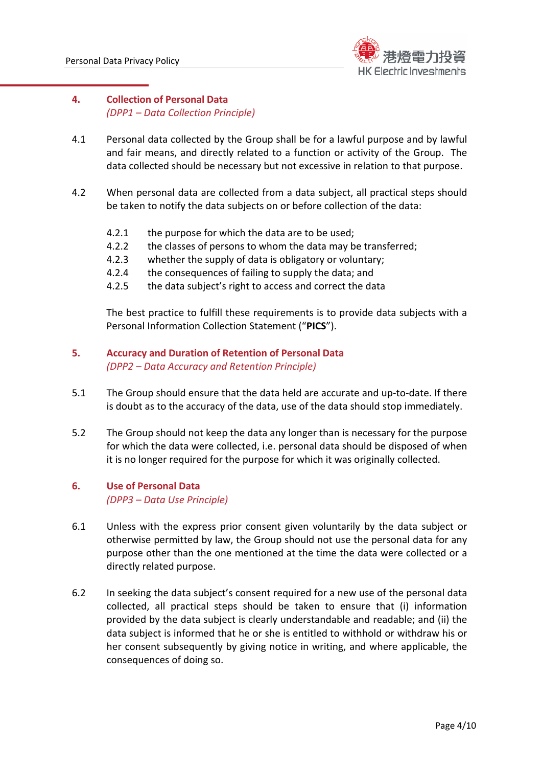## 4. Collection of Personal Data

*(DPP1 – Data Collection Principle)*

4.1 Personal data collected by the Group shall be for a lawful purpose and by lawful and fair means, and directly related to a function or activity of the Group. The data collected should be necessary but not excessive in relation to that purpose.

4.2 When personal data are collected from a data subject, all practical steps should be taken to notify the data subjects on or before collection of the data:

4.2.1 the purpose for which the data are to be used;
4.2.2 the classes of persons to whom the data may be transferred;
4.2.3 whether the supply of data is obligatory or voluntary;
4.2.4 the consequences of failing to supply the data; and
4.2.5 the data subject's right to access and correct the data

The best practice to fulfill these requirements is to provide data subjects with a Personal Information Collection Statement ("**PICS**").

## 5. Accuracy and Duration of Retention of Personal Data

*(DPP2 – Data Accuracy and Retention Principle)*

5.1 The Group should ensure that the data held are accurate and up-to-date. If there is doubt as to the accuracy of the data, use of the data should stop immediately.

5.2 The Group should not keep the data any longer than is necessary for the purpose for which the data were collected, i.e. personal data should be disposed of when it is no longer required for the purpose for which it was originally collected.

## 6. Use of Personal Data

*(DPP3 – Data Use Principle)*

6.1 Unless with the express prior consent given voluntarily by the data subject or otherwise permitted by law, the Group should not use the personal data for any purpose other than the one mentioned at the time the data were collected or a directly related purpose.

6.2 In seeking the data subject's consent required for a new use of the personal data collected, all practical steps should be taken to ensure that (i) information provided by the data subject is clearly understandable and readable; and (ii) the data subject is informed that he or she is entitled to withhold or withdraw his or her consent subsequently by giving notice in writing, and where applicable, the consequences of doing so.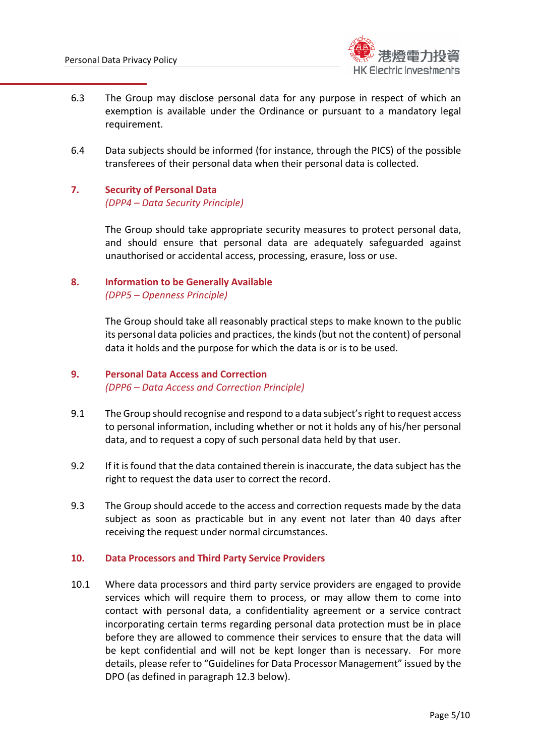6.3 The Group may disclose personal data for any purpose in respect of which an exemption is available under the Ordinance or pursuant to a mandatory legal requirement.

6.4 Data subjects should be informed (for instance, through the PICS) of the possible transferees of their personal data when their personal data is collected.

## 7. Security of Personal Data

*(DPP4 – Data Security Principle)*

The Group should take appropriate security measures to protect personal data, and should ensure that personal data are adequately safeguarded against unauthorised or accidental access, processing, erasure, loss or use.

## 8. Information to be Generally Available

*(DPP5 – Openness Principle)*

The Group should take all reasonably practical steps to make known to the public its personal data policies and practices, the kinds (but not the content) of personal data it holds and the purpose for which the data is or is to be used.

## 9. Personal Data Access and Correction

*(DPP6 – Data Access and Correction Principle)*

9.1 The Group should recognise and respond to a data subject's right to request access to personal information, including whether or not it holds any of his/her personal data, and to request a copy of such personal data held by that user.

9.2 If it is found that the data contained therein is inaccurate, the data subject has the right to request the data user to correct the record.

9.3 The Group should accede to the access and correction requests made by the data subject as soon as practicable but in any event not later than 40 days after receiving the request under normal circumstances.

## 10. Data Processors and Third Party Service Providers

10.1 Where data processors and third party service providers are engaged to provide services which will require them to process, or may allow them to come into contact with personal data, a confidentiality agreement or a service contract incorporating certain terms regarding personal data protection must be in place before they are allowed to commence their services to ensure that the data will be kept confidential and will not be kept longer than is necessary. For more details, please refer to "Guidelines for Data Processor Management" issued by the DPO (as defined in paragraph 12.3 below).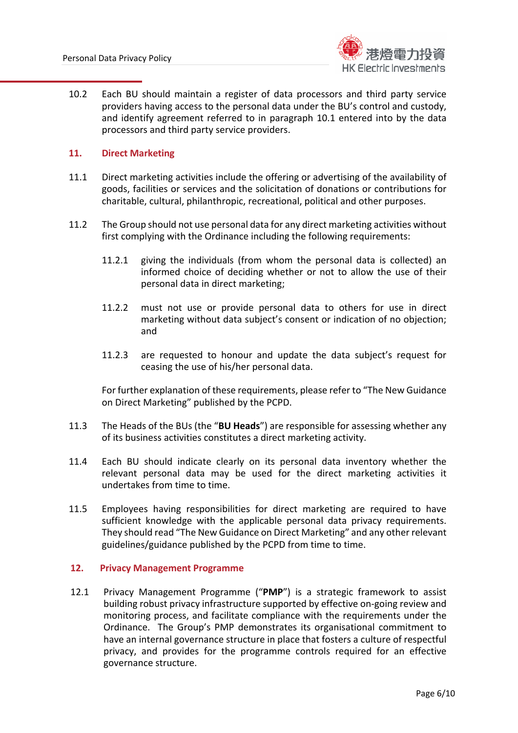10.2 Each BU should maintain a register of data processors and third party service providers having access to the personal data under the BU's control and custody, and identify agreement referred to in paragraph 10.1 entered into by the data processors and third party service providers.

## 11. Direct Marketing

11.1 Direct marketing activities include the offering or advertising of the availability of goods, facilities or services and the solicitation of donations or contributions for charitable, cultural, philanthropic, recreational, political and other purposes.

11.2 The Group should not use personal data for any direct marketing activities without first complying with the Ordinance including the following requirements:

11.2.1 giving the individuals (from whom the personal data is collected) an informed choice of deciding whether or not to allow the use of their personal data in direct marketing;

11.2.2 must not use or provide personal data to others for use in direct marketing without data subject's consent or indication of no objection; and

11.2.3 are requested to honour and update the data subject's request for ceasing the use of his/her personal data.

For further explanation of these requirements, please refer to "The New Guidance on Direct Marketing" published by the PCPD.

11.3 The Heads of the BUs (the "**BU Heads**") are responsible for assessing whether any of its business activities constitutes a direct marketing activity.

11.4 Each BU should indicate clearly on its personal data inventory whether the relevant personal data may be used for the direct marketing activities it undertakes from time to time.

11.5 Employees having responsibilities for direct marketing are required to have sufficient knowledge with the applicable personal data privacy requirements. They should read "The New Guidance on Direct Marketing" and any other relevant guidelines/guidance published by the PCPD from time to time.

## 12. Privacy Management Programme

12.1 Privacy Management Programme ("**PMP**") is a strategic framework to assist building robust privacy infrastructure supported by effective on-going review and monitoring process, and facilitate compliance with the requirements under the Ordinance. The Group's PMP demonstrates its organisational commitment to have an internal governance structure in place that fosters a culture of respectful privacy, and provides for the programme controls required for an effective governance structure.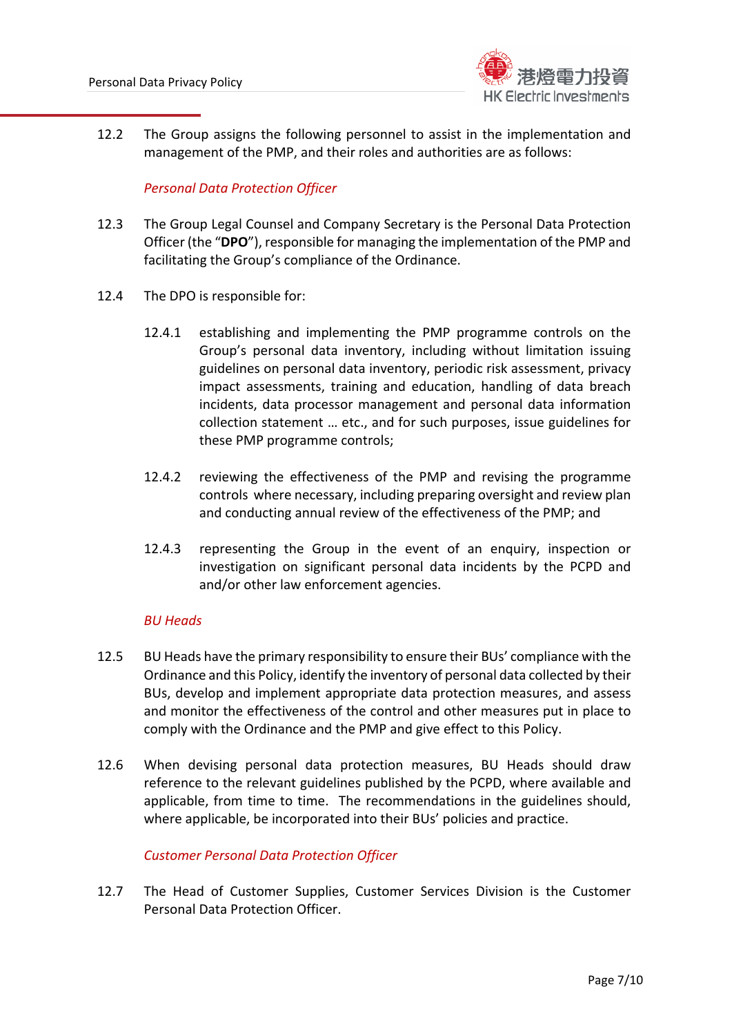12.2 The Group assigns the following personnel to assist in the implementation and management of the PMP, and their roles and authorities are as follows:

*Personal Data Protection Officer*

12.3 The Group Legal Counsel and Company Secretary is the Personal Data Protection Officer (the "**DPO**"), responsible for managing the implementation of the PMP and facilitating the Group's compliance of the Ordinance.

12.4 The DPO is responsible for:

12.4.1 establishing and implementing the PMP programme controls on the Group's personal data inventory, including without limitation issuing guidelines on personal data inventory, periodic risk assessment, privacy impact assessments, training and education, handling of data breach incidents, data processor management and personal data information collection statement … etc., and for such purposes, issue guidelines for these PMP programme controls;

12.4.2 reviewing the effectiveness of the PMP and revising the programme controls where necessary, including preparing oversight and review plan and conducting annual review of the effectiveness of the PMP; and

12.4.3 representing the Group in the event of an enquiry, inspection or investigation on significant personal data incidents by the PCPD and and/or other law enforcement agencies.

*BU Heads*

12.5 BU Heads have the primary responsibility to ensure their BUs' compliance with the Ordinance and this Policy, identify the inventory of personal data collected by their BUs, develop and implement appropriate data protection measures, and assess and monitor the effectiveness of the control and other measures put in place to comply with the Ordinance and the PMP and give effect to this Policy.

12.6 When devising personal data protection measures, BU Heads should draw reference to the relevant guidelines published by the PCPD, where available and applicable, from time to time. The recommendations in the guidelines should, where applicable, be incorporated into their BUs' policies and practice.

*Customer Personal Data Protection Officer*

12.7 The Head of Customer Supplies, Customer Services Division is the Customer Personal Data Protection Officer.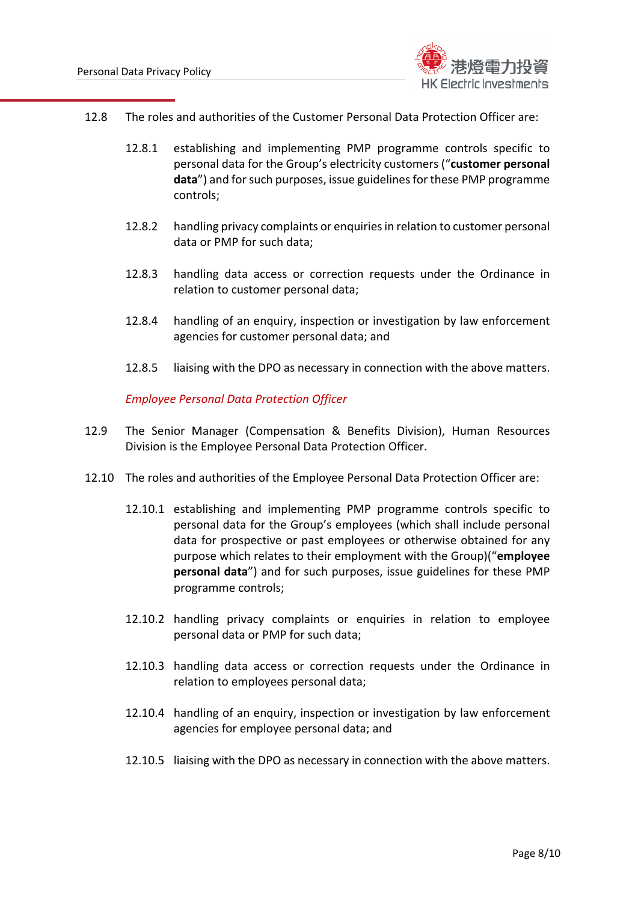12.8 The roles and authorities of the Customer Personal Data Protection Officer are:

12.8.1 establishing and implementing PMP programme controls specific to personal data for the Group's electricity customers ("**customer personal data**") and for such purposes, issue guidelines for these PMP programme controls;

12.8.2 handling privacy complaints or enquiries in relation to customer personal data or PMP for such data;

12.8.3 handling data access or correction requests under the Ordinance in relation to customer personal data;

12.8.4 handling of an enquiry, inspection or investigation by law enforcement agencies for customer personal data; and

12.8.5 liaising with the DPO as necessary in connection with the above matters.

*Employee Personal Data Protection Officer*

12.9 The Senior Manager (Compensation & Benefits Division), Human Resources Division is the Employee Personal Data Protection Officer.

12.10 The roles and authorities of the Employee Personal Data Protection Officer are:

12.10.1 establishing and implementing PMP programme controls specific to personal data for the Group's employees (which shall include personal data for prospective or past employees or otherwise obtained for any purpose which relates to their employment with the Group)("**employee personal data**") and for such purposes, issue guidelines for these PMP programme controls;

12.10.2 handling privacy complaints or enquiries in relation to employee personal data or PMP for such data;

12.10.3 handling data access or correction requests under the Ordinance in relation to employees personal data;

12.10.4 handling of an enquiry, inspection or investigation by law enforcement agencies for employee personal data; and

12.10.5 liaising with the DPO as necessary in connection with the above matters.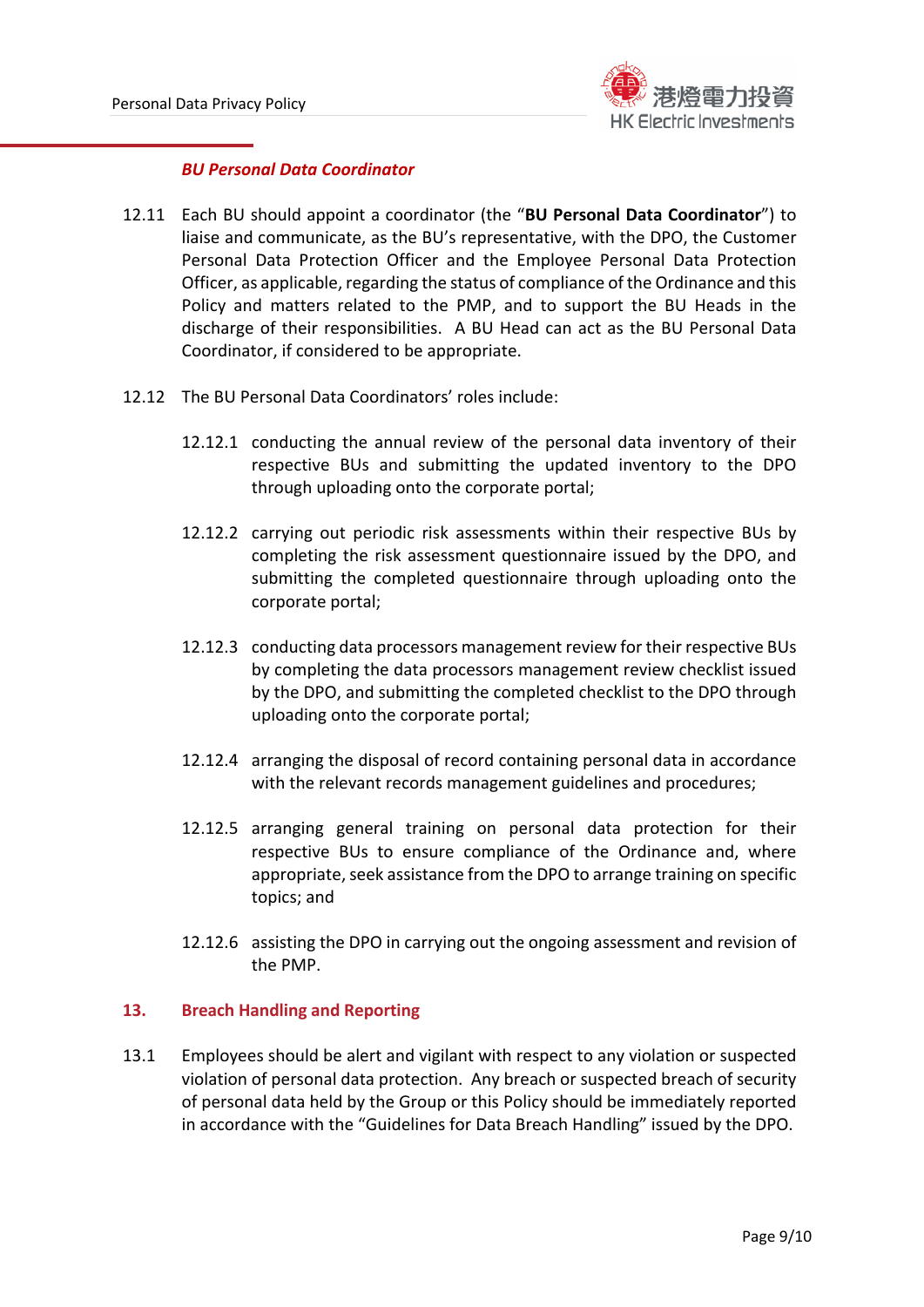***BU Personal Data Coordinator***

12.11 Each BU should appoint a coordinator (the "**BU Personal Data Coordinator**") to liaise and communicate, as the BU's representative, with the DPO, the Customer Personal Data Protection Officer and the Employee Personal Data Protection Officer, as applicable, regarding the status of compliance of the Ordinance and this Policy and matters related to the PMP, and to support the BU Heads in the discharge of their responsibilities. A BU Head can act as the BU Personal Data Coordinator, if considered to be appropriate.

12.12 The BU Personal Data Coordinators' roles include:

12.12.1 conducting the annual review of the personal data inventory of their respective BUs and submitting the updated inventory to the DPO through uploading onto the corporate portal;

12.12.2 carrying out periodic risk assessments within their respective BUs by completing the risk assessment questionnaire issued by the DPO, and submitting the completed questionnaire through uploading onto the corporate portal;

12.12.3 conducting data processors management review for their respective BUs by completing the data processors management review checklist issued by the DPO, and submitting the completed checklist to the DPO through uploading onto the corporate portal;

12.12.4 arranging the disposal of record containing personal data in accordance with the relevant records management guidelines and procedures;

12.12.5 arranging general training on personal data protection for their respective BUs to ensure compliance of the Ordinance and, where appropriate, seek assistance from the DPO to arrange training on specific topics; and

12.12.6 assisting the DPO in carrying out the ongoing assessment and revision of the PMP.

## 13. Breach Handling and Reporting

13.1 Employees should be alert and vigilant with respect to any violation or suspected violation of personal data protection. Any breach or suspected breach of security of personal data held by the Group or this Policy should be immediately reported in accordance with the "Guidelines for Data Breach Handling" issued by the DPO.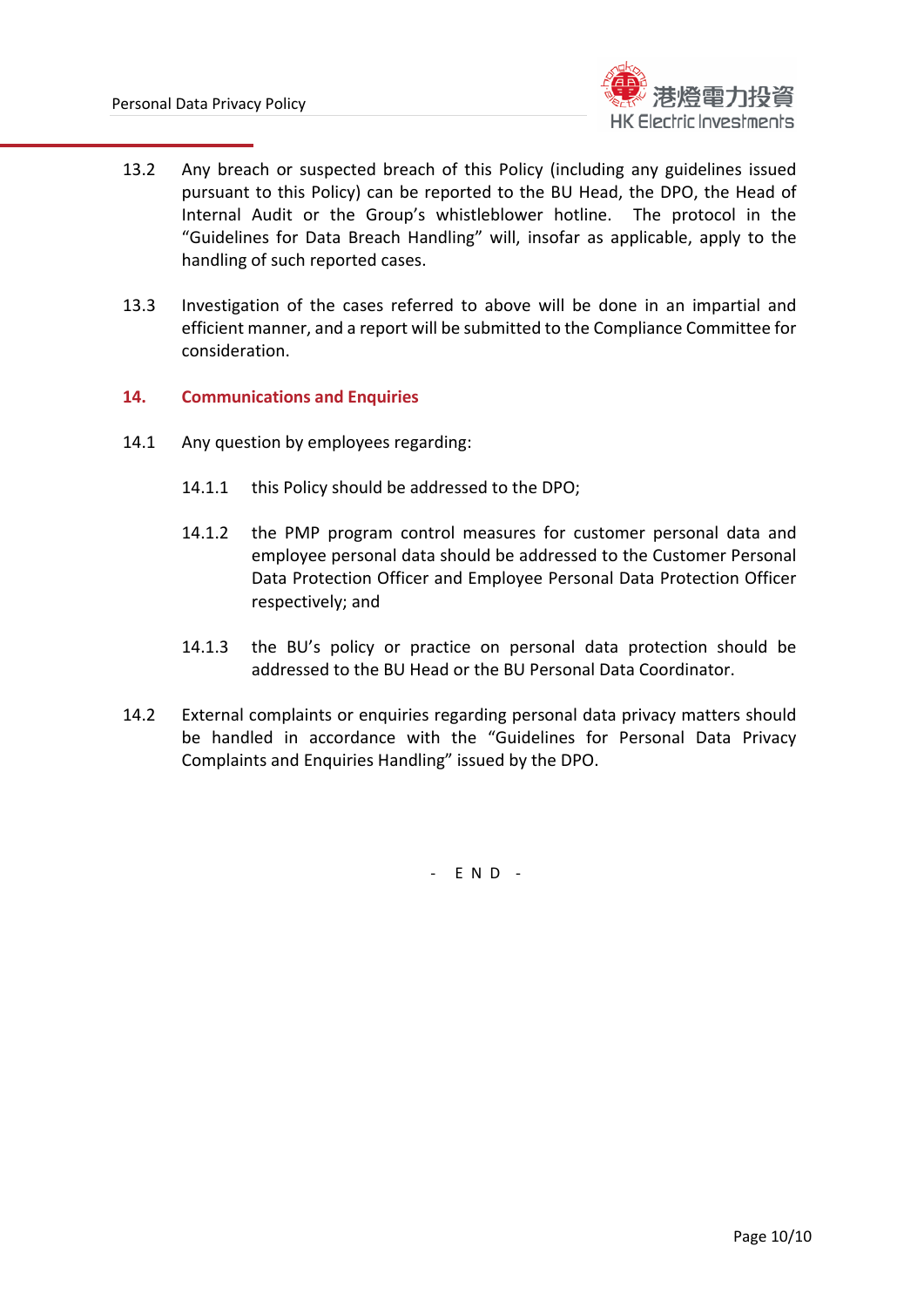13.2 Any breach or suspected breach of this Policy (including any guidelines issued pursuant to this Policy) can be reported to the BU Head, the DPO, the Head of Internal Audit or the Group's whistleblower hotline. The protocol in the "Guidelines for Data Breach Handling" will, insofar as applicable, apply to the handling of such reported cases.

13.3 Investigation of the cases referred to above will be done in an impartial and efficient manner, and a report will be submitted to the Compliance Committee for consideration.

## 14. Communications and Enquiries

14.1 Any question by employees regarding:

14.1.1 this Policy should be addressed to the DPO;

14.1.2 the PMP program control measures for customer personal data and employee personal data should be addressed to the Customer Personal Data Protection Officer and Employee Personal Data Protection Officer respectively; and

14.1.3 the BU's policy or practice on personal data protection should be addressed to the BU Head or the BU Personal Data Coordinator.

14.2 External complaints or enquiries regarding personal data privacy matters should be handled in accordance with the "Guidelines for Personal Data Privacy Complaints and Enquiries Handling" issued by the DPO.

\- E N D -